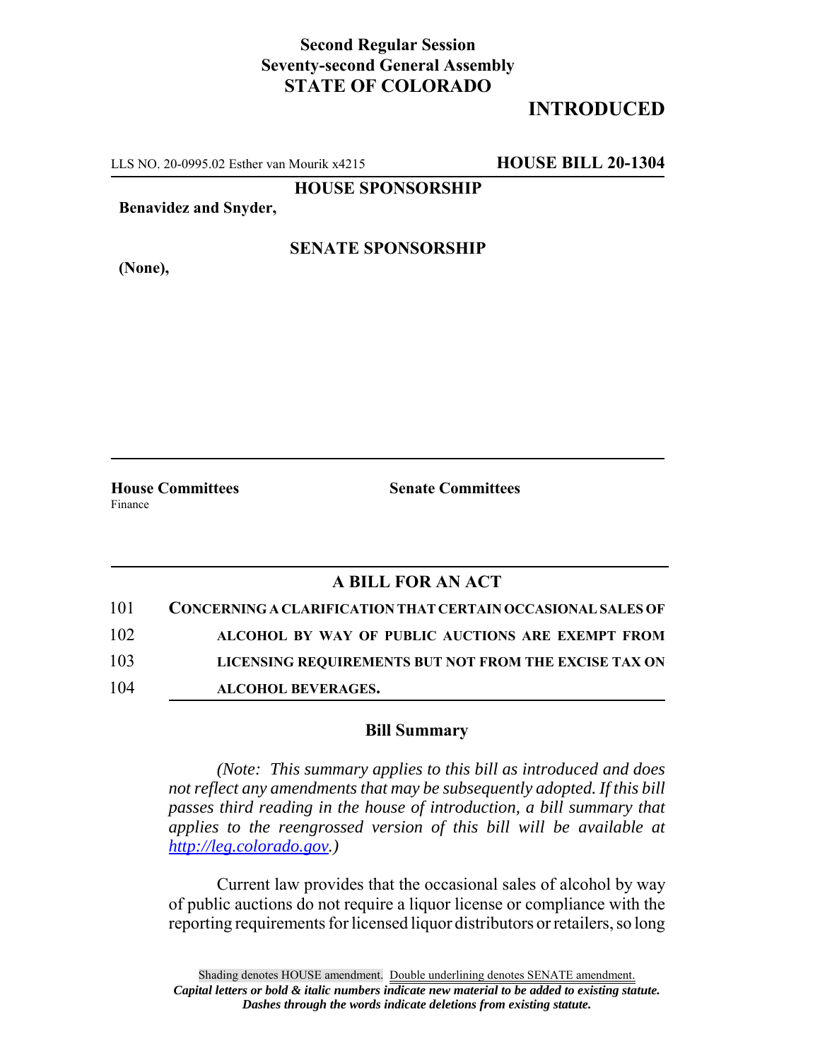**Second Regular Session**
**Seventy-second General Assembly**
**STATE OF COLORADO**

# INTRODUCED

LLS NO. 20-0995.02 Esther van Mourik x4215 **HOUSE BILL 20-1304**

**HOUSE SPONSORSHIP**

**Benavidez and Snyder,**

**SENATE SPONSORSHIP**

**(None),**

**House Committees**
Finance

**Senate Committees**

## A BILL FOR AN ACT

101 **CONCERNING A CLARIFICATION THAT CERTAIN OCCASIONAL SALES OF**
102 **ALCOHOL BY WAY OF PUBLIC AUCTIONS ARE EXEMPT FROM**
103 **LICENSING REQUIREMENTS BUT NOT FROM THE EXCISE TAX ON**
104 **ALCOHOL BEVERAGES.**

### Bill Summary

*(Note: This summary applies to this bill as introduced and does not reflect any amendments that may be subsequently adopted. If this bill passes third reading in the house of introduction, a bill summary that applies to the reengrossed version of this bill will be available at http://leg.colorado.gov.)*

Current law provides that the occasional sales of alcohol by way of public auctions do not require a liquor license or compliance with the reporting requirements for licensed liquor distributors or retailers, so long

Shading denotes HOUSE amendment. Double underlining denotes SENATE amendment.
*Capital letters or bold & italic numbers indicate new material to be added to existing statute.*
*Dashes through the words indicate deletions from existing statute.*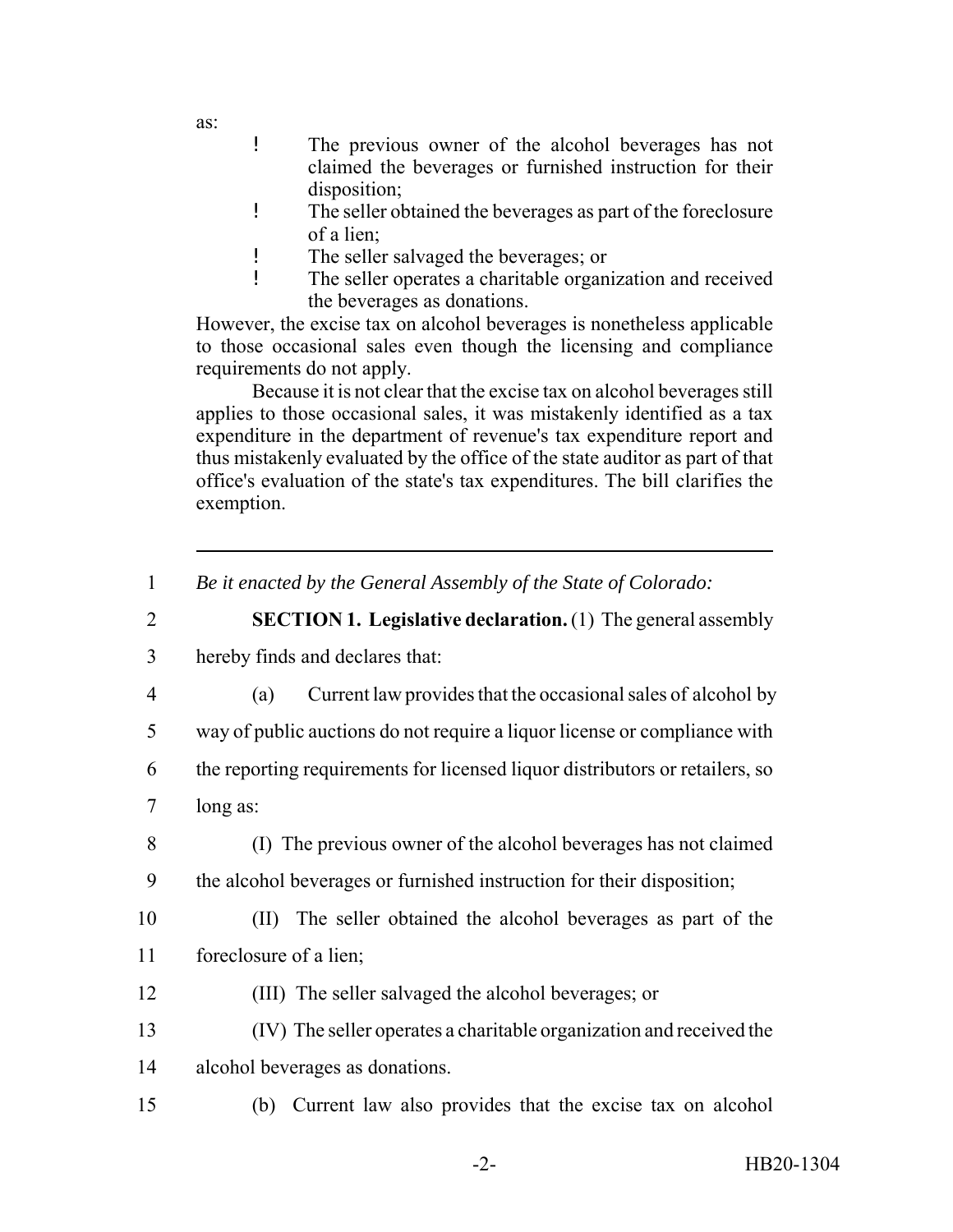as:

- The previous owner of the alcohol beverages has not claimed the beverages or furnished instruction for their disposition;
- The seller obtained the beverages as part of the foreclosure of a lien;
- The seller salvaged the beverages; or
- The seller operates a charitable organization and received the beverages as donations.

However, the excise tax on alcohol beverages is nonetheless applicable to those occasional sales even though the licensing and compliance requirements do not apply.

Because it is not clear that the excise tax on alcohol beverages still applies to those occasional sales, it was mistakenly identified as a tax expenditure in the department of revenue's tax expenditure report and thus mistakenly evaluated by the office of the state auditor as part of that office's evaluation of the state's tax expenditures. The bill clarifies the exemption.

---

1 *Be it enacted by the General Assembly of the State of Colorado:*

2 **SECTION 1. Legislative declaration.** (1) The general assembly

3 hereby finds and declares that:

4 (a) Current law provides that the occasional sales of alcohol by

5 way of public auctions do not require a liquor license or compliance with

6 the reporting requirements for licensed liquor distributors or retailers, so

7 long as:

8 (I) The previous owner of the alcohol beverages has not claimed

9 the alcohol beverages or furnished instruction for their disposition;

10 (II) The seller obtained the alcohol beverages as part of the

11 foreclosure of a lien;

12 (III) The seller salvaged the alcohol beverages; or

13 (IV) The seller operates a charitable organization and received the

14 alcohol beverages as donations.

15 (b) Current law also provides that the excise tax on alcohol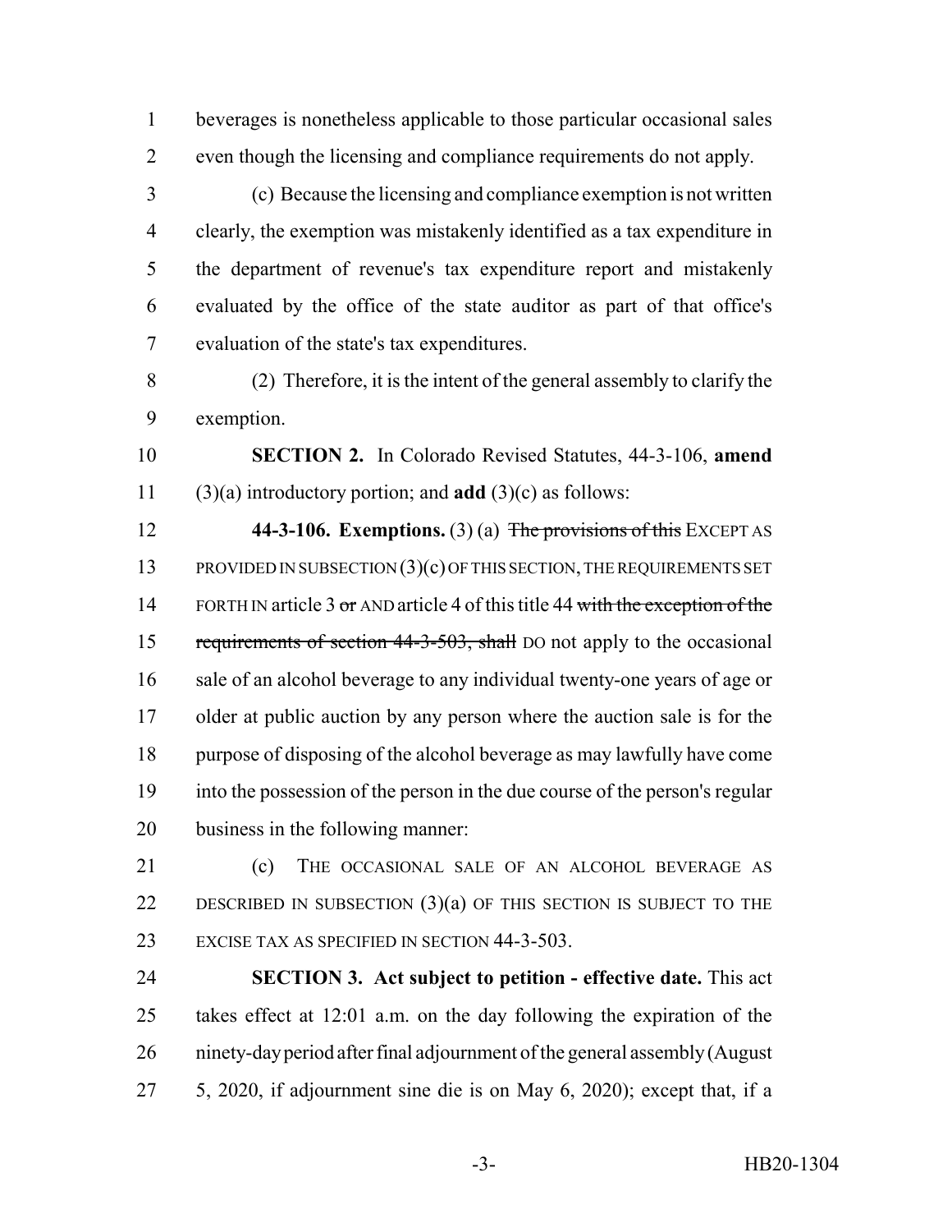beverages is nonetheless applicable to those particular occasional sales even though the licensing and compliance requirements do not apply.

(c) Because the licensing and compliance exemption is not written clearly, the exemption was mistakenly identified as a tax expenditure in the department of revenue's tax expenditure report and mistakenly evaluated by the office of the state auditor as part of that office's evaluation of the state's tax expenditures.

(2) Therefore, it is the intent of the general assembly to clarify the exemption.

**SECTION 2.** In Colorado Revised Statutes, 44-3-106, **amend** (3)(a) introductory portion; and **add** (3)(c) as follows:

**44-3-106. Exemptions.** (3) (a) ~~The provisions of this~~ EXCEPT AS PROVIDED IN SUBSECTION (3)(c) OF THIS SECTION, THE REQUIREMENTS SET FORTH IN article 3 ~~or~~ AND article 4 of this title 44 ~~with the exception of the requirements of section 44-3-503, shall~~ DO not apply to the occasional sale of an alcohol beverage to any individual twenty-one years of age or older at public auction by any person where the auction sale is for the purpose of disposing of the alcohol beverage as may lawfully have come into the possession of the person in the due course of the person's regular business in the following manner:

(c) THE OCCASIONAL SALE OF AN ALCOHOL BEVERAGE AS DESCRIBED IN SUBSECTION (3)(a) OF THIS SECTION IS SUBJECT TO THE EXCISE TAX AS SPECIFIED IN SECTION 44-3-503.

**SECTION 3. Act subject to petition - effective date.** This act takes effect at 12:01 a.m. on the day following the expiration of the ninety-day period after final adjournment of the general assembly (August 5, 2020, if adjournment sine die is on May 6, 2020); except that, if a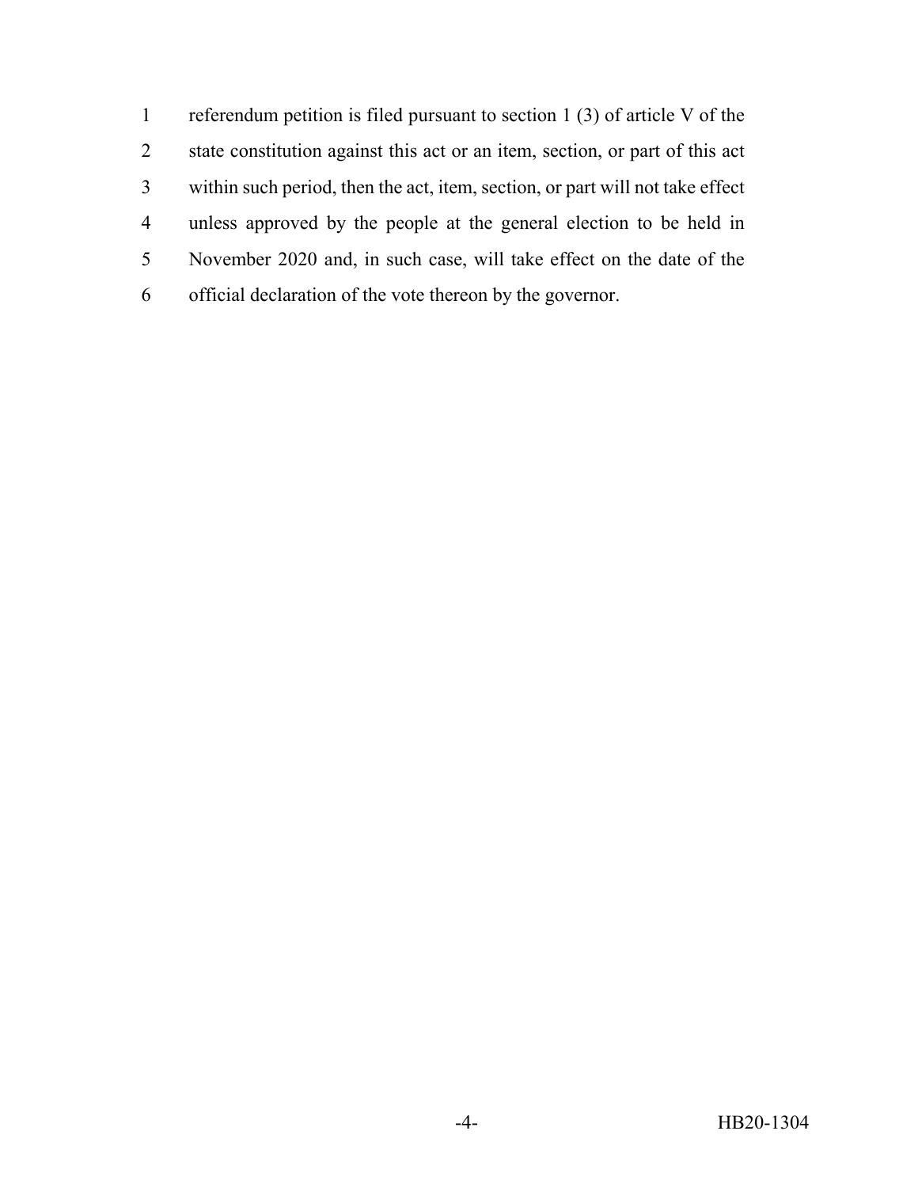referendum petition is filed pursuant to section 1 (3) of article V of the state constitution against this act or an item, section, or part of this act within such period, then the act, item, section, or part will not take effect unless approved by the people at the general election to be held in November 2020 and, in such case, will take effect on the date of the official declaration of the vote thereon by the governor.